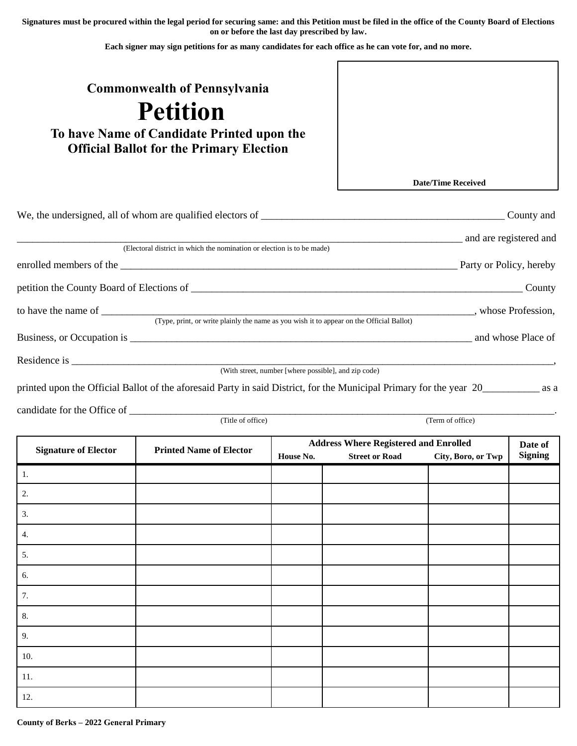**Signatures must be procured within the legal period for securing same: and this Petition must be filed in the office of the County Board of Elections on or before the last day prescribed by law.**

**Each signer may sign petitions for as many candidates for each office as he can vote for, and no more.**

### Commonwealth of Pennsylvania

# Petition

## To have Name of Candidate Printed upon the Official Ballot for the Primary Election

**Date/Time Received**

We, the undersigned, all of whom are qualified electors of _______________________________________________ County and _________________________________________________________________________________________ and are registered and
(Electoral district in which the nomination or election is to be made)

enrolled members of the ____________________________________________________________________ Party or Policy, hereby petition the County Board of Elections of ___________________________________________________________________ County to have the name of ___________________________________________________________________________, whose Profession,
(Type, print, or write plainly the name as you wish it to appear on the Official Ballot)

Business, or Occupation is _____________________________________________________________________ and whose Place of Residence is ______________________________________________________________________________________________,
(With street, number [where possible], and zip code)

printed upon the Official Ballot of the aforesaid Party in said District, for the Municipal Primary for the year 20___________ as a candidate for the Office of ______________________________________________________________________________________.
(Title of office) (Term of office)

| Signature of Elector | Printed Name of Elector | Address Where Registered and Enrolled | | | Date of Signing |
|---|---|---|---|---|---|
| | | House No. | Street or Road | City, Boro, or Twp | |
| 1. | | | | | |
| 2. | | | | | |
| 3. | | | | | |
| 4. | | | | | |
| 5. | | | | | |
| 6. | | | | | |
| 7. | | | | | |
| 8. | | | | | |
| 9. | | | | | |
| 10. | | | | | |
| 11. | | | | | |
| 12. | | | | | |

**County of Berks – 2022 General Primary**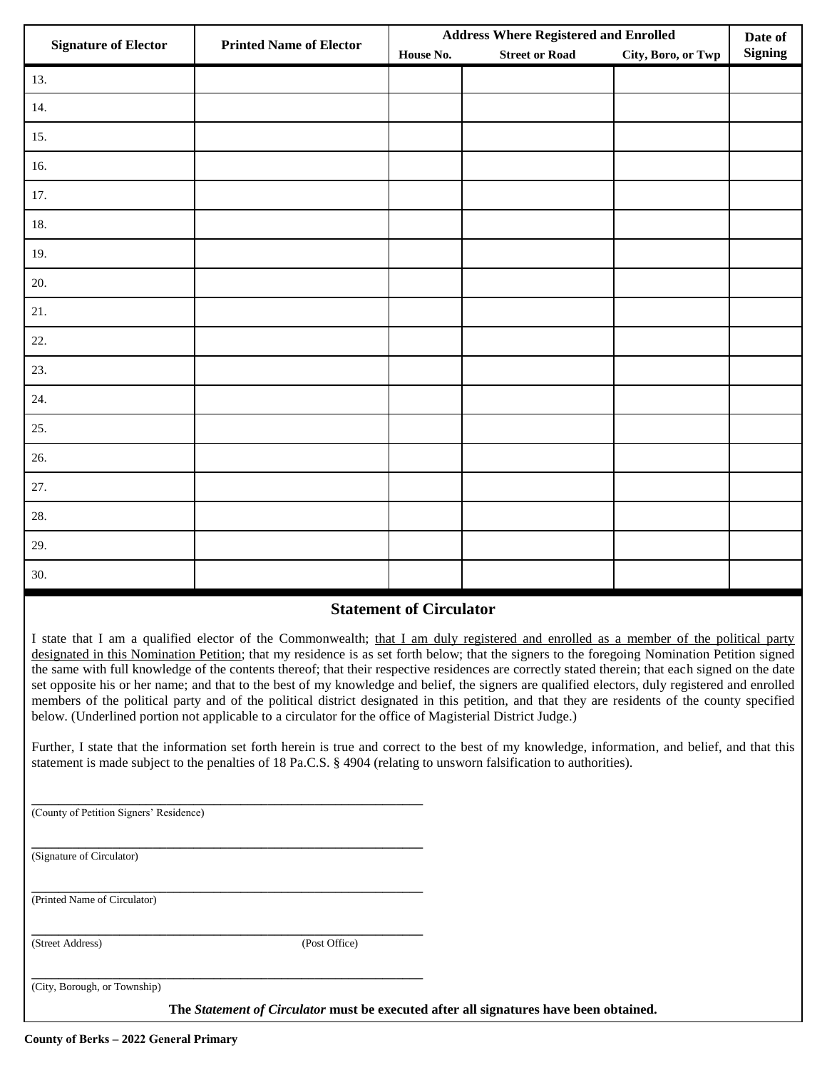| Signature of Elector | Printed Name of Elector | Address Where Registered and Enrolled | | | Date of Signing |
|---|---|---|---|---|---|
| | | House No. | Street or Road | City, Boro, or Twp | |
| 13. | | | | | |
| 14. | | | | | |
| 15. | | | | | |
| 16. | | | | | |
| 17. | | | | | |
| 18. | | | | | |
| 19. | | | | | |
| 20. | | | | | |
| 21. | | | | | |
| 22. | | | | | |
| 23. | | | | | |
| 24. | | | | | |
| 25. | | | | | |
| 26. | | | | | |
| 27. | | | | | |
| 28. | | | | | |
| 29. | | | | | |
| 30. | | | | | |

## Statement of Circulator

I state that I am a qualified elector of the Commonwealth; that I am duly registered and enrolled as a member of the political party designated in this Nomination Petition; that my residence is as set forth below; that the signers to the foregoing Nomination Petition signed the same with full knowledge of the contents thereof; that their respective residences are correctly stated therein; that each signed on the date set opposite his or her name; and that to the best of my knowledge and belief, the signers are qualified electors, duly registered and enrolled members of the political party and of the political district designated in this petition, and that they are residents of the county specified below. (Underlined portion not applicable to a circulator for the office of Magisterial District Judge.)

Further, I state that the information set forth herein is true and correct to the best of my knowledge, information, and belief, and that this statement is made subject to the penalties of 18 Pa.C.S. § 4904 (relating to unsworn falsification to authorities).

\_\_\_\_\_\_\_\_\_\_\_\_\_\_\_\_\_\_\_\_\_\_\_\_\_\_\_\_\_\_\_\_\_\_\_\_\_\_\_\_\_\_\_\_
(County of Petition Signers' Residence)

\_\_\_\_\_\_\_\_\_\_\_\_\_\_\_\_\_\_\_\_\_\_\_\_\_\_\_\_\_\_\_\_\_\_\_\_\_\_\_\_\_\_\_\_
(Signature of Circulator)

\_\_\_\_\_\_\_\_\_\_\_\_\_\_\_\_\_\_\_\_\_\_\_\_\_\_\_\_\_\_\_\_\_\_\_\_\_\_\_\_\_\_\_\_
(Printed Name of Circulator)

\_\_\_\_\_\_\_\_\_\_\_\_\_\_\_\_\_\_\_\_\_\_\_\_\_\_\_\_\_\_\_\_\_\_\_\_\_\_\_\_\_\_\_\_
(Street Address) (Post Office)

\_\_\_\_\_\_\_\_\_\_\_\_\_\_\_\_\_\_\_\_\_\_\_\_\_\_\_\_\_\_\_\_\_\_\_\_\_\_\_\_\_\_\_\_
(City, Borough, or Township)

**The *Statement of Circulator* must be executed after all signatures have been obtained.**

**County of Berks – 2022 General Primary**